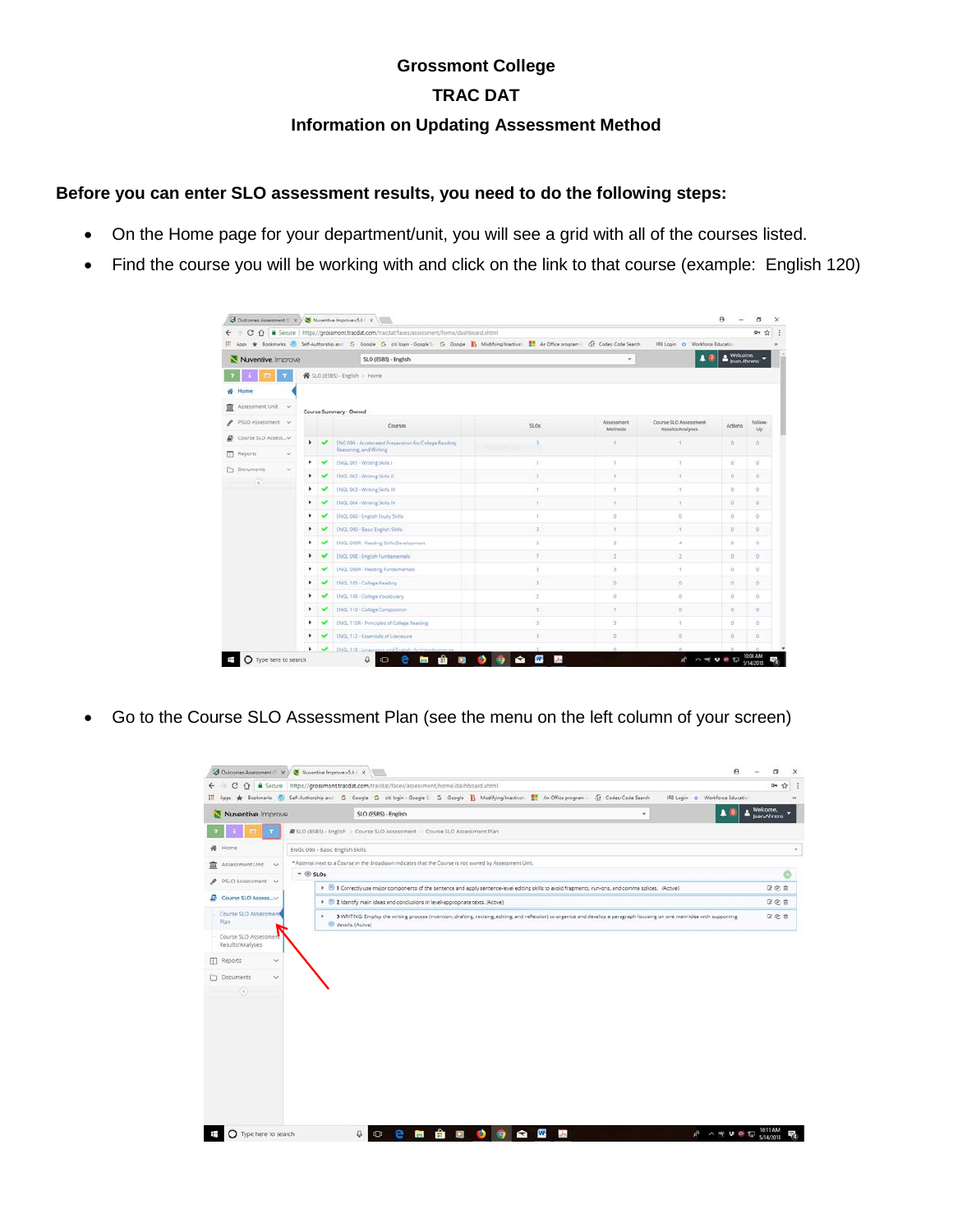# Grossmont College

## TRAC DAT

## Information on Updating Assessment Method

**Before you can enter SLO assessment results, you need to do the following steps:**

- On the Home page for your department/unit, you will see a grid with all of the courses listed.
- Find the course you will be working with and click on the link to that course (example: English 120)

- Go to the Course SLO Assessment Plan (see the menu on the left column of your screen)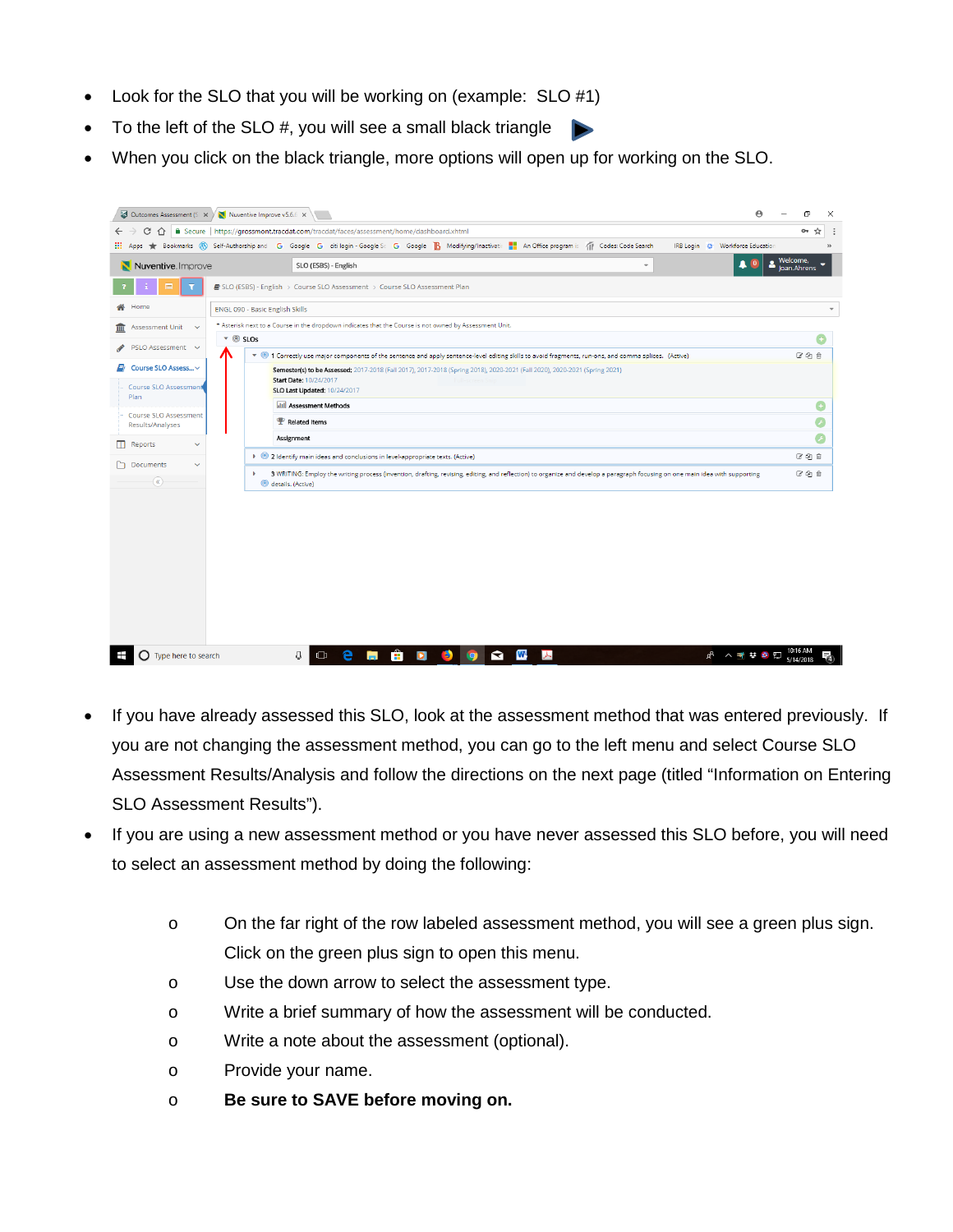- Look for the SLO that you will be working on (example: SLO #1)
- To the left of the SLO #, you will see a small black triangle ▶
- When you click on the black triangle, more options will open up for working on the SLO.

- If you have already assessed this SLO, look at the assessment method that was entered previously. If you are not changing the assessment method, you can go to the left menu and select Course SLO Assessment Results/Analysis and follow the directions on the next page (titled "Information on Entering SLO Assessment Results").
- If you are using a new assessment method or you have never assessed this SLO before, you will need to select an assessment method by doing the following:
  - On the far right of the row labeled assessment method, you will see a green plus sign. Click on the green plus sign to open this menu.
  - Use the down arrow to select the assessment type.
  - Write a brief summary of how the assessment will be conducted.
  - Write a note about the assessment (optional).
  - Provide your name.
  - **Be sure to SAVE before moving on.**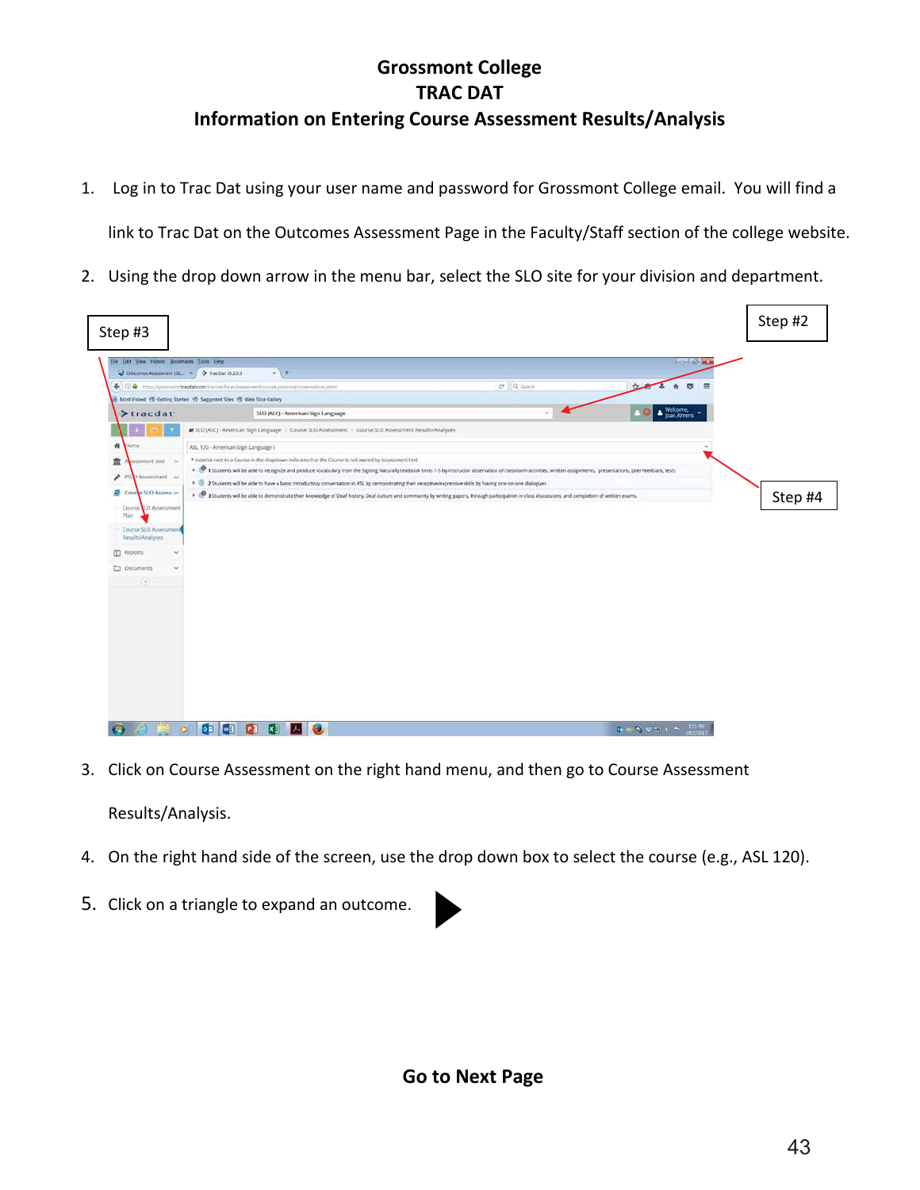# Grossmont College
# TRAC DAT
# Information on Entering Course Assessment Results/Analysis

1. Log in to Trac Dat using your user name and password for Grossmont College email. You will find a link to Trac Dat on the Outcomes Assessment Page in the Faculty/Staff section of the college website.
2. Using the drop down arrow in the menu bar, select the SLO site for your division and department.

Step #3

Step #2

Step #4

3. Click on Course Assessment on the right hand menu, and then go to Course Assessment Results/Analysis.
4. On the right hand side of the screen, use the drop down box to select the course (e.g., ASL 120).
5. Click on a triangle to expand an outcome. ▶

**Go to Next Page**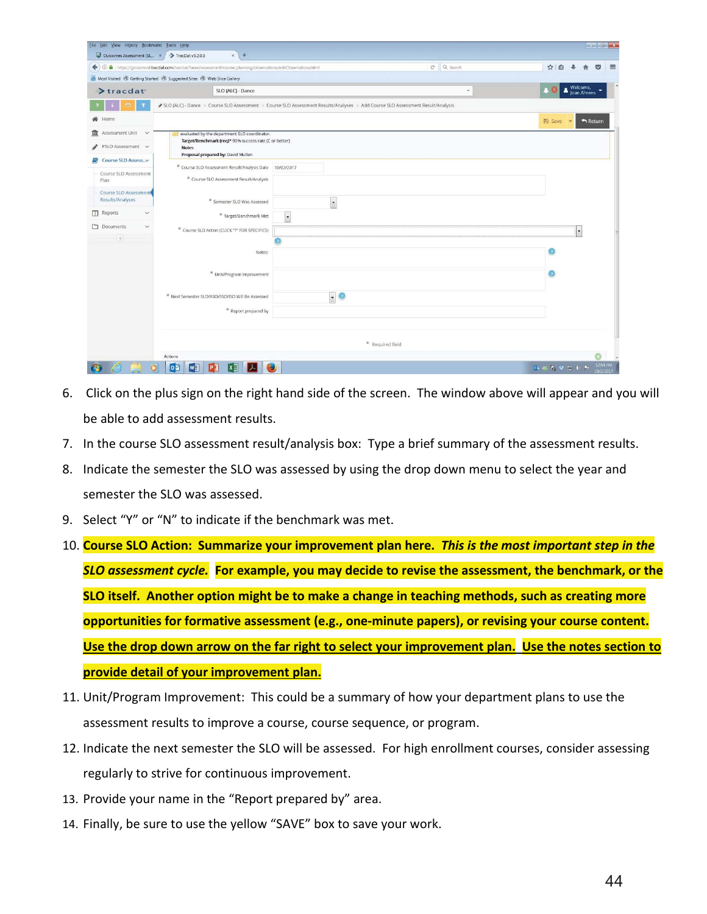6. Click on the plus sign on the right hand side of the screen. The window above will appear and you will be able to add assessment results.
7. In the course SLO assessment result/analysis box: Type a brief summary of the assessment results.
8. Indicate the semester the SLO was assessed by using the drop down menu to select the year and semester the SLO was assessed.
9. Select “Y” or “N” to indicate if the benchmark was met.
10. **Course SLO Action: Summarize your improvement plan here. *This is the most important step in the SLO assessment cycle.* For example, you may decide to revise the assessment, the benchmark, or the SLO itself. Another option might be to make a change in teaching methods, such as creating more opportunities for formative assessment (e.g., one-minute papers), or revising your course content. Use the drop down arrow on the far right to select your improvement plan. Use the notes section to provide detail of your improvement plan.**
11. Unit/Program Improvement: This could be a summary of how your department plans to use the assessment results to improve a course, course sequence, or program.
12. Indicate the next semester the SLO will be assessed. For high enrollment courses, consider assessing regularly to strive for continuous improvement.
13. Provide your name in the “Report prepared by” area.
14. Finally, be sure to use the yellow “SAVE” box to save your work.